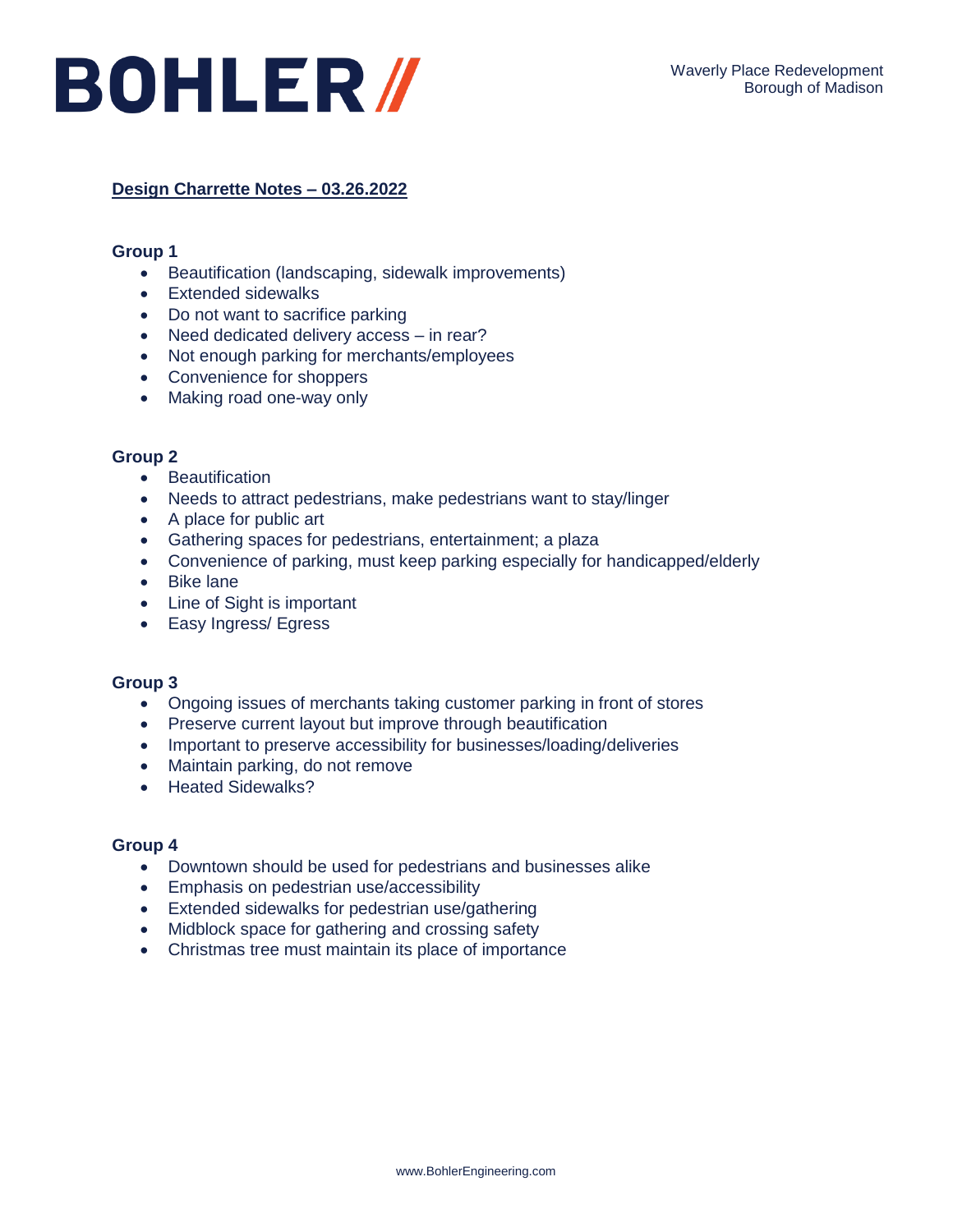BOHLER //

Waverly Place Redevelopment
Borough of Madison

## Design Charrette Notes – 03.26.2022

### Group 1

- Beautification (landscaping, sidewalk improvements)
- Extended sidewalks
- Do not want to sacrifice parking
- Need dedicated delivery access – in rear?
- Not enough parking for merchants/employees
- Convenience for shoppers
- Making road one-way only

### Group 2

- Beautification
- Needs to attract pedestrians, make pedestrians want to stay/linger
- A place for public art
- Gathering spaces for pedestrians, entertainment; a plaza
- Convenience of parking, must keep parking especially for handicapped/elderly
- Bike lane
- Line of Sight is important
- Easy Ingress/ Egress

### Group 3

- Ongoing issues of merchants taking customer parking in front of stores
- Preserve current layout but improve through beautification
- Important to preserve accessibility for businesses/loading/deliveries
- Maintain parking, do not remove
- Heated Sidewalks?

### Group 4

- Downtown should be used for pedestrians and businesses alike
- Emphasis on pedestrian use/accessibility
- Extended sidewalks for pedestrian use/gathering
- Midblock space for gathering and crossing safety
- Christmas tree must maintain its place of importance

www.BohlerEngineering.com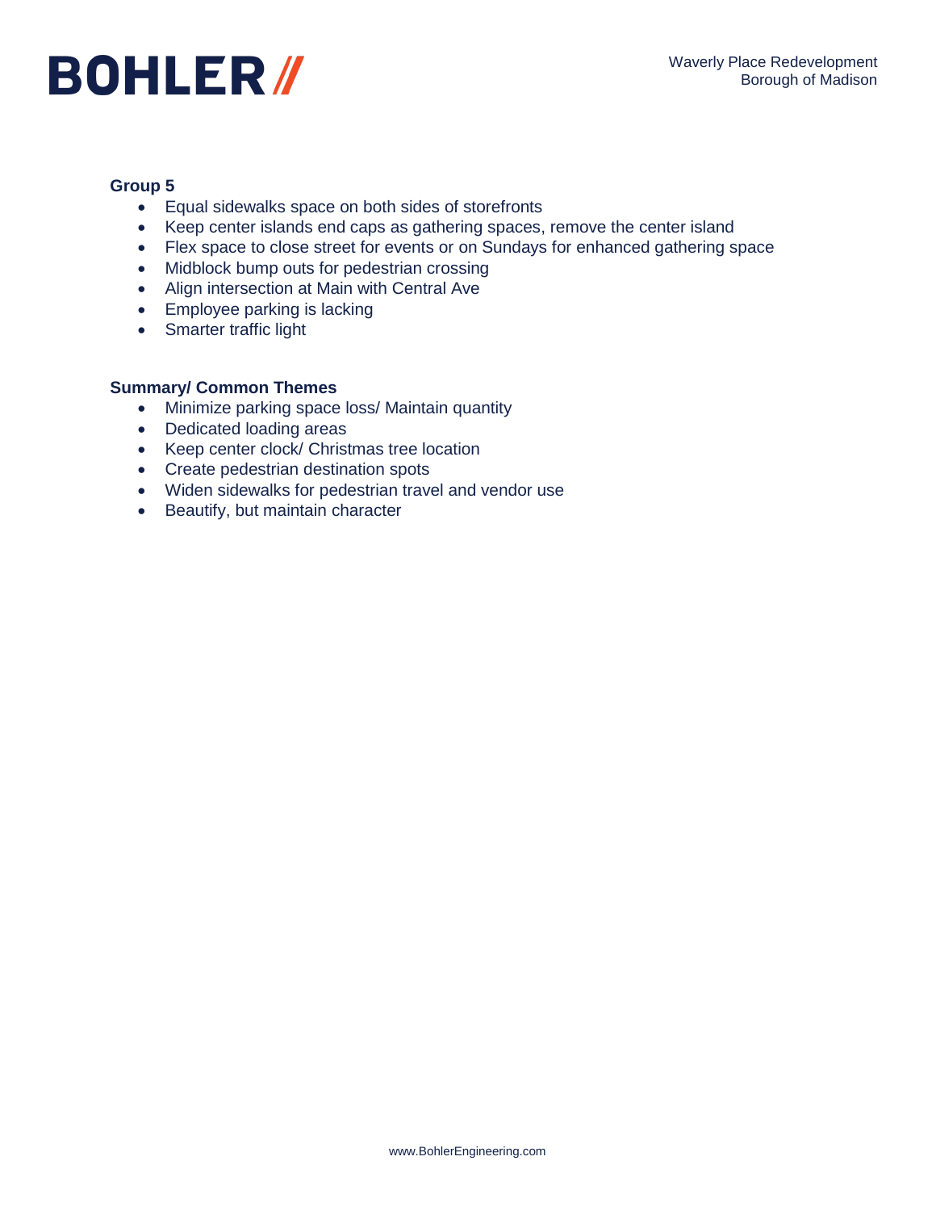**Group 5**

- Equal sidewalks space on both sides of storefronts
- Keep center islands end caps as gathering spaces, remove the center island
- Flex space to close street for events or on Sundays for enhanced gathering space
- Midblock bump outs for pedestrian crossing
- Align intersection at Main with Central Ave
- Employee parking is lacking
- Smarter traffic light

**Summary/ Common Themes**

- Minimize parking space loss/ Maintain quantity
- Dedicated loading areas
- Keep center clock/ Christmas tree location
- Create pedestrian destination spots
- Widen sidewalks for pedestrian travel and vendor use
- Beautify, but maintain character